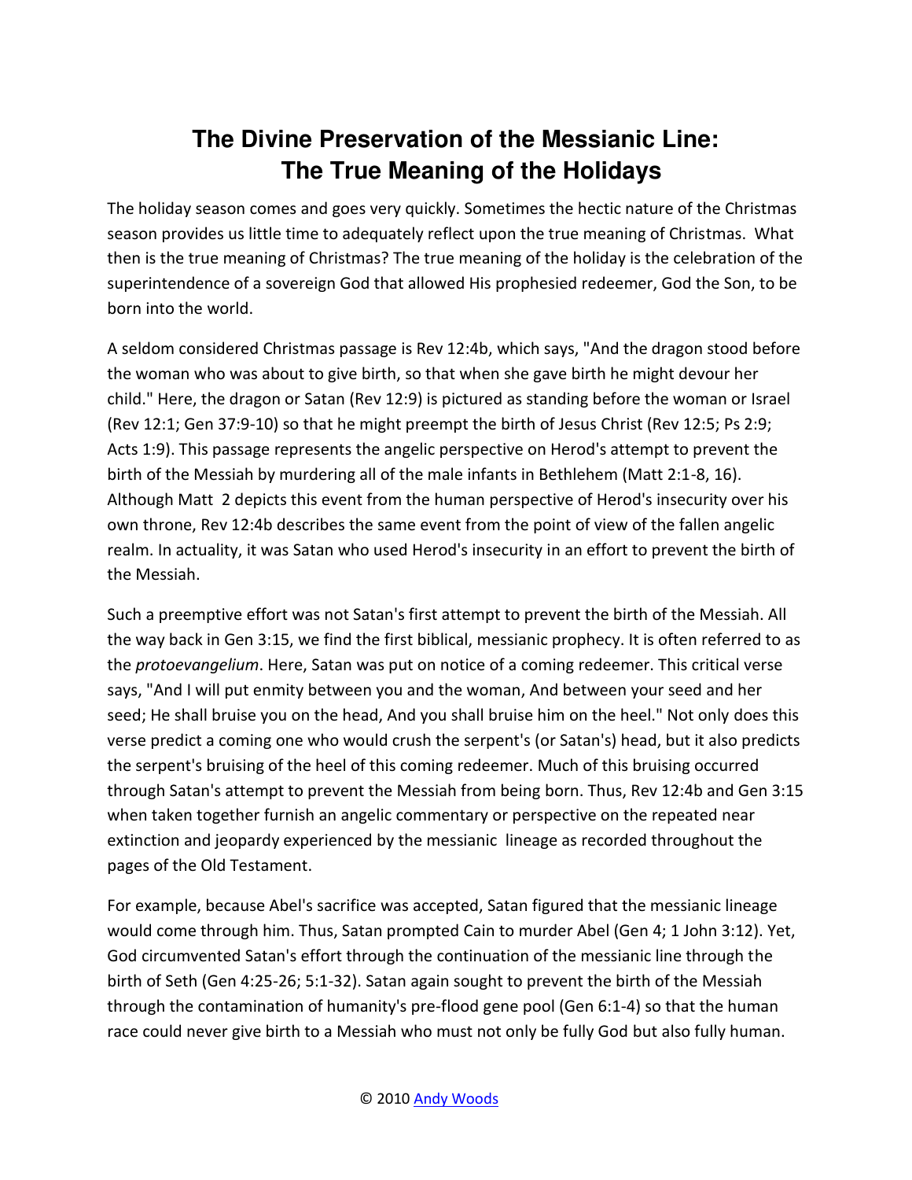# The Divine Preservation of the Messianic Line: The True Meaning of the Holidays

The holiday season comes and goes very quickly. Sometimes the hectic nature of the Christmas season provides us little time to adequately reflect upon the true meaning of Christmas. What then is the true meaning of Christmas? The true meaning of the holiday is the celebration of the superintendence of a sovereign God that allowed His prophesied redeemer, God the Son, to be born into the world.

A seldom considered Christmas passage is Rev 12:4b, which says, "And the dragon stood before the woman who was about to give birth, so that when she gave birth he might devour her child." Here, the dragon or Satan (Rev 12:9) is pictured as standing before the woman or Israel (Rev 12:1; Gen 37:9-10) so that he might preempt the birth of Jesus Christ (Rev 12:5; Ps 2:9; Acts 1:9). This passage represents the angelic perspective on Herod's attempt to prevent the birth of the Messiah by murdering all of the male infants in Bethlehem (Matt 2:1-8, 16). Although Matt 2 depicts this event from the human perspective of Herod's insecurity over his own throne, Rev 12:4b describes the same event from the point of view of the fallen angelic realm. In actuality, it was Satan who used Herod's insecurity in an effort to prevent the birth of the Messiah.

Such a preemptive effort was not Satan's first attempt to prevent the birth of the Messiah. All the way back in Gen 3:15, we find the first biblical, messianic prophecy. It is often referred to as the *protoevangelium*. Here, Satan was put on notice of a coming redeemer. This critical verse says, "And I will put enmity between you and the woman, And between your seed and her seed; He shall bruise you on the head, And you shall bruise him on the heel." Not only does this verse predict a coming one who would crush the serpent's (or Satan's) head, but it also predicts the serpent's bruising of the heel of this coming redeemer. Much of this bruising occurred through Satan's attempt to prevent the Messiah from being born. Thus, Rev 12:4b and Gen 3:15 when taken together furnish an angelic commentary or perspective on the repeated near extinction and jeopardy experienced by the messianic lineage as recorded throughout the pages of the Old Testament.

For example, because Abel's sacrifice was accepted, Satan figured that the messianic lineage would come through him. Thus, Satan prompted Cain to murder Abel (Gen 4; 1 John 3:12). Yet, God circumvented Satan's effort through the continuation of the messianic line through the birth of Seth (Gen 4:25-26; 5:1-32). Satan again sought to prevent the birth of the Messiah through the contamination of humanity's pre-flood gene pool (Gen 6:1-4) so that the human race could never give birth to a Messiah who must not only be fully God but also fully human.

© 2010 [Andy Woods]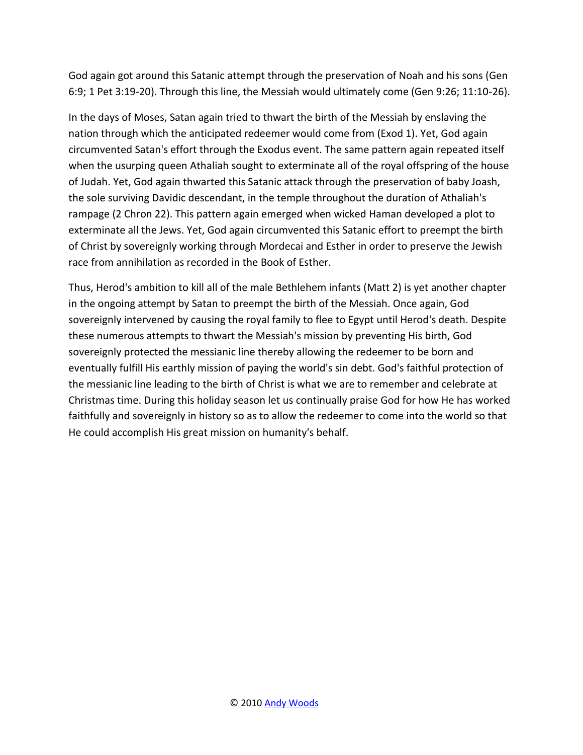God again got around this Satanic attempt through the preservation of Noah and his sons (Gen 6:9; 1 Pet 3:19-20). Through this line, the Messiah would ultimately come (Gen 9:26; 11:10-26).

In the days of Moses, Satan again tried to thwart the birth of the Messiah by enslaving the nation through which the anticipated redeemer would come from (Exod 1). Yet, God again circumvented Satan's effort through the Exodus event. The same pattern again repeated itself when the usurping queen Athaliah sought to exterminate all of the royal offspring of the house of Judah. Yet, God again thwarted this Satanic attack through the preservation of baby Joash, the sole surviving Davidic descendant, in the temple throughout the duration of Athaliah's rampage (2 Chron 22). This pattern again emerged when wicked Haman developed a plot to exterminate all the Jews. Yet, God again circumvented this Satanic effort to preempt the birth of Christ by sovereignly working through Mordecai and Esther in order to preserve the Jewish race from annihilation as recorded in the Book of Esther.

Thus, Herod's ambition to kill all of the male Bethlehem infants (Matt 2) is yet another chapter in the ongoing attempt by Satan to preempt the birth of the Messiah. Once again, God sovereignly intervened by causing the royal family to flee to Egypt until Herod's death. Despite these numerous attempts to thwart the Messiah's mission by preventing His birth, God sovereignly protected the messianic line thereby allowing the redeemer to be born and eventually fulfill His earthly mission of paying the world's sin debt. God's faithful protection of the messianic line leading to the birth of Christ is what we are to remember and celebrate at Christmas time. During this holiday season let us continually praise God for how He has worked faithfully and sovereignly in history so as to allow the redeemer to come into the world so that He could accomplish His great mission on humanity's behalf.

© 2010 [Andy Woods]